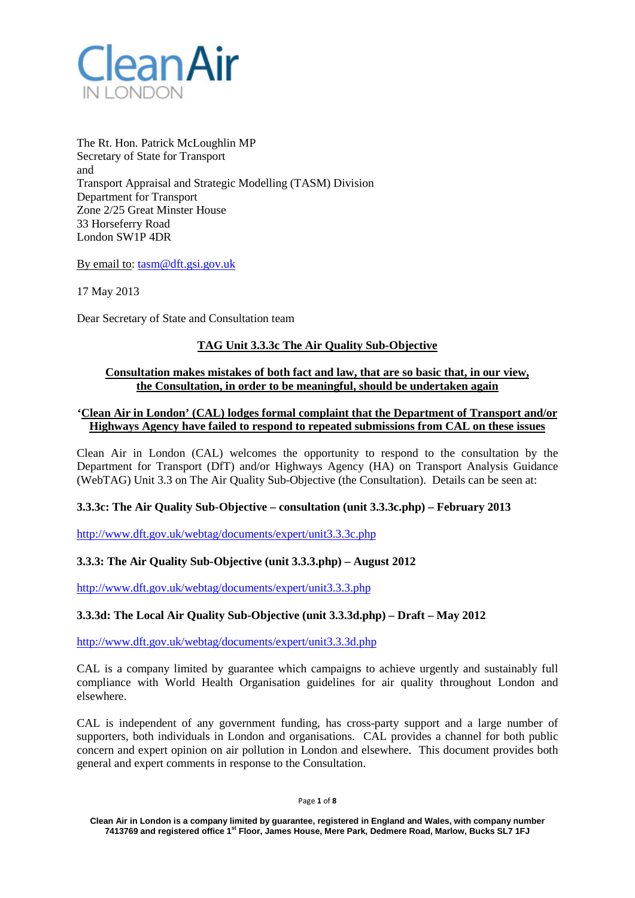# Clean Air
IN LONDON

The Rt. Hon. Patrick McLoughlin MP
Secretary of State for Transport
and
Transport Appraisal and Strategic Modelling (TASM) Division
Department for Transport
Zone 2/25 Great Minster House
33 Horseferry Road
London SW1P 4DR

By email to: tasm@dft.gsi.gov.uk

17 May 2013

Dear Secretary of State and Consultation team

**TAG Unit 3.3.3c The Air Quality Sub-Objective**

**Consultation makes mistakes of both fact and law, that are so basic that, in our view, the Consultation, in order to be meaningful, should be undertaken again**

**'Clean Air in London' (CAL) lodges formal complaint that the Department of Transport and/or Highways Agency have failed to respond to repeated submissions from CAL on these issues**

Clean Air in London (CAL) welcomes the opportunity to respond to the consultation by the Department for Transport (DfT) and/or Highways Agency (HA) on Transport Analysis Guidance (WebTAG) Unit 3.3 on The Air Quality Sub-Objective (the Consultation). Details can be seen at:

**3.3.3c: The Air Quality Sub-Objective – consultation (unit 3.3.3c.php) – February 2013**

http://www.dft.gov.uk/webtag/documents/expert/unit3.3.3c.php

**3.3.3: The Air Quality Sub-Objective (unit 3.3.3.php) – August 2012**

http://www.dft.gov.uk/webtag/documents/expert/unit3.3.3.php

**3.3.3d: The Local Air Quality Sub-Objective (unit 3.3.3d.php) – Draft – May 2012**

http://www.dft.gov.uk/webtag/documents/expert/unit3.3.3d.php

CAL is a company limited by guarantee which campaigns to achieve urgently and sustainably full compliance with World Health Organisation guidelines for air quality throughout London and elsewhere.

CAL is independent of any government funding, has cross-party support and a large number of supporters, both individuals in London and organisations. CAL provides a channel for both public concern and expert opinion on air pollution in London and elsewhere. This document provides both general and expert comments in response to the Consultation.

**Clean Air in London is a company limited by guarantee, registered in England and Wales, with company number 7413769 and registered office 1st Floor, James House, Mere Park, Dedmere Road, Marlow, Bucks SL7 1FJ**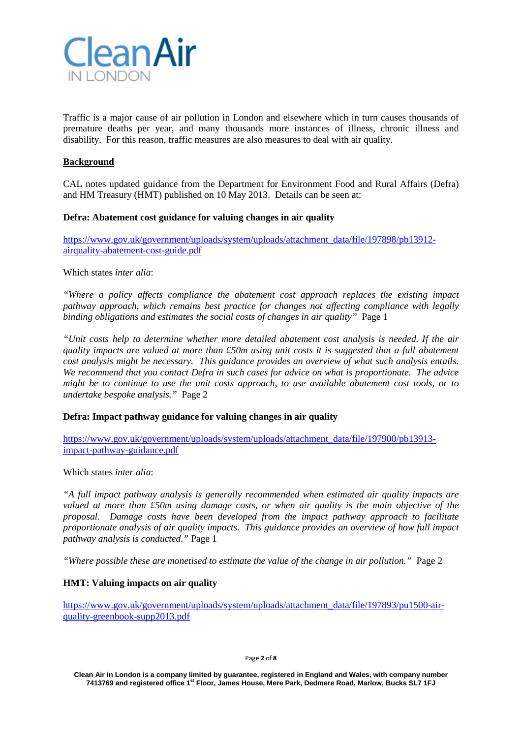Traffic is a major cause of air pollution in London and elsewhere which in turn causes thousands of premature deaths per year, and many thousands more instances of illness, chronic illness and disability. For this reason, traffic measures are also measures to deal with air quality.

## Background

CAL notes updated guidance from the Department for Environment Food and Rural Affairs (Defra) and HM Treasury (HMT) published on 10 May 2013. Details can be seen at:

### Defra: Abatement cost guidance for valuing changes in air quality

https://www.gov.uk/government/uploads/system/uploads/attachment_data/file/197898/pb13912-airquality-abatement-cost-guide.pdf

Which states *inter alia*:

*"Where a policy affects compliance the abatement cost approach replaces the existing impact pathway approach, which remains best practice for changes not affecting compliance with legally binding obligations and estimates the social costs of changes in air quality"* Page 1

*"Unit costs help to determine whether more detailed abatement cost analysis is needed. If the air quality impacts are valued at more than £50m using unit costs it is suggested that a full abatement cost analysis might be necessary. This guidance provides an overview of what such analysis entails. We recommend that you contact Defra in such cases for advice on what is proportionate. The advice might be to continue to use the unit costs approach, to use available abatement cost tools, or to undertake bespoke analysis."* Page 2

### Defra: Impact pathway guidance for valuing changes in air quality

https://www.gov.uk/government/uploads/system/uploads/attachment_data/file/197900/pb13913-impact-pathway-guidance.pdf

Which states *inter alia*:

*"A full impact pathway analysis is generally recommended when estimated air quality impacts are valued at more than £50m using damage costs, or when air quality is the main objective of the proposal. Damage costs have been developed from the impact pathway approach to facilitate proportionate analysis of air quality impacts. This guidance provides an overview of how full impact pathway analysis is conducted."* Page 1

*"Where possible these are monetised to estimate the value of the change in air pollution."* Page 2

### HMT: Valuing impacts on air quality

https://www.gov.uk/government/uploads/system/uploads/attachment_data/file/197893/pu1500-air-quality-greenbook-supp2013.pdf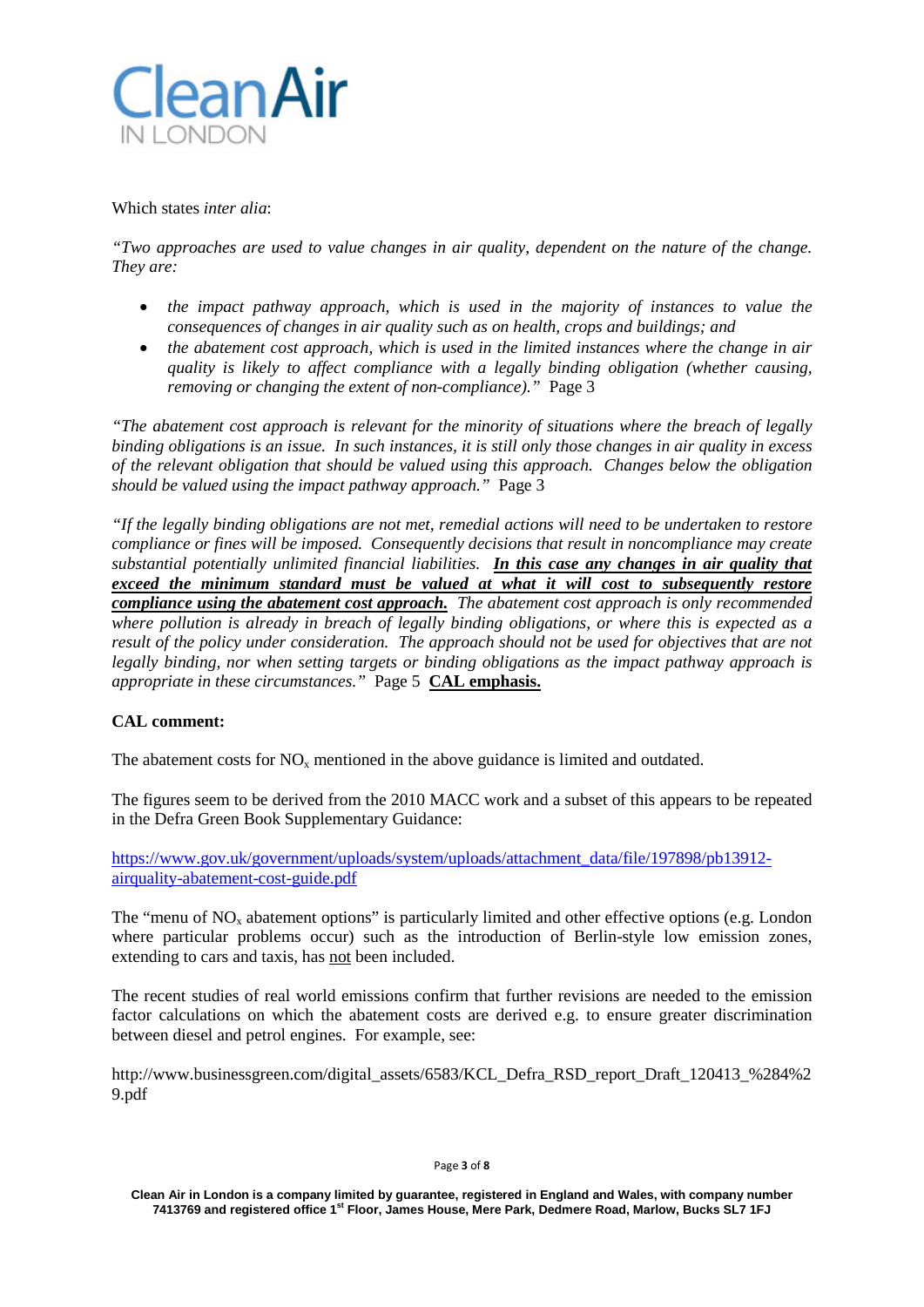Which states *inter alia*:

*"Two approaches are used to value changes in air quality, dependent on the nature of the change. They are:*

- *the impact pathway approach, which is used in the majority of instances to value the consequences of changes in air quality such as on health, crops and buildings; and*
- *the abatement cost approach, which is used in the limited instances where the change in air quality is likely to affect compliance with a legally binding obligation (whether causing, removing or changing the extent of non-compliance)."* Page 3

*"The abatement cost approach is relevant for the minority of situations where the breach of legally binding obligations is an issue. In such instances, it is still only those changes in air quality in excess of the relevant obligation that should be valued using this approach. Changes below the obligation should be valued using the impact pathway approach."* Page 3

*"If the legally binding obligations are not met, remedial actions will need to be undertaken to restore compliance or fines will be imposed. Consequently decisions that result in noncompliance may create substantial potentially unlimited financial liabilities.* ***In this case any changes in air quality that exceed the minimum standard must be valued at what it will cost to subsequently restore compliance using the abatement cost approach.*** *The abatement cost approach is only recommended where pollution is already in breach of legally binding obligations, or where this is expected as a result of the policy under consideration. The approach should not be used for objectives that are not legally binding, nor when setting targets or binding obligations as the impact pathway approach is appropriate in these circumstances."* Page 5 **CAL emphasis.**

**CAL comment:**

The abatement costs for $NO_x$ mentioned in the above guidance is limited and outdated.

The figures seem to be derived from the 2010 MACC work and a subset of this appears to be repeated in the Defra Green Book Supplementary Guidance:

https://www.gov.uk/government/uploads/system/uploads/attachment_data/file/197898/pb13912-airquality-abatement-cost-guide.pdf

The "menu of $NO_x$ abatement options" is particularly limited and other effective options (e.g. London where particular problems occur) such as the introduction of Berlin-style low emission zones, extending to cars and taxis, has not been included.

The recent studies of real world emissions confirm that further revisions are needed to the emission factor calculations on which the abatement costs are derived e.g. to ensure greater discrimination between diesel and petrol engines. For example, see:

http://www.businessgreen.com/digital_assets/6583/KCL_Defra_RSD_report_Draft_120413_%284%29.pdf

Clean Air in London is a company limited by guarantee, registered in England and Wales, with company number 7413769 and registered office 1st Floor, James House, Mere Park, Dedmere Road, Marlow, Bucks SL7 1FJ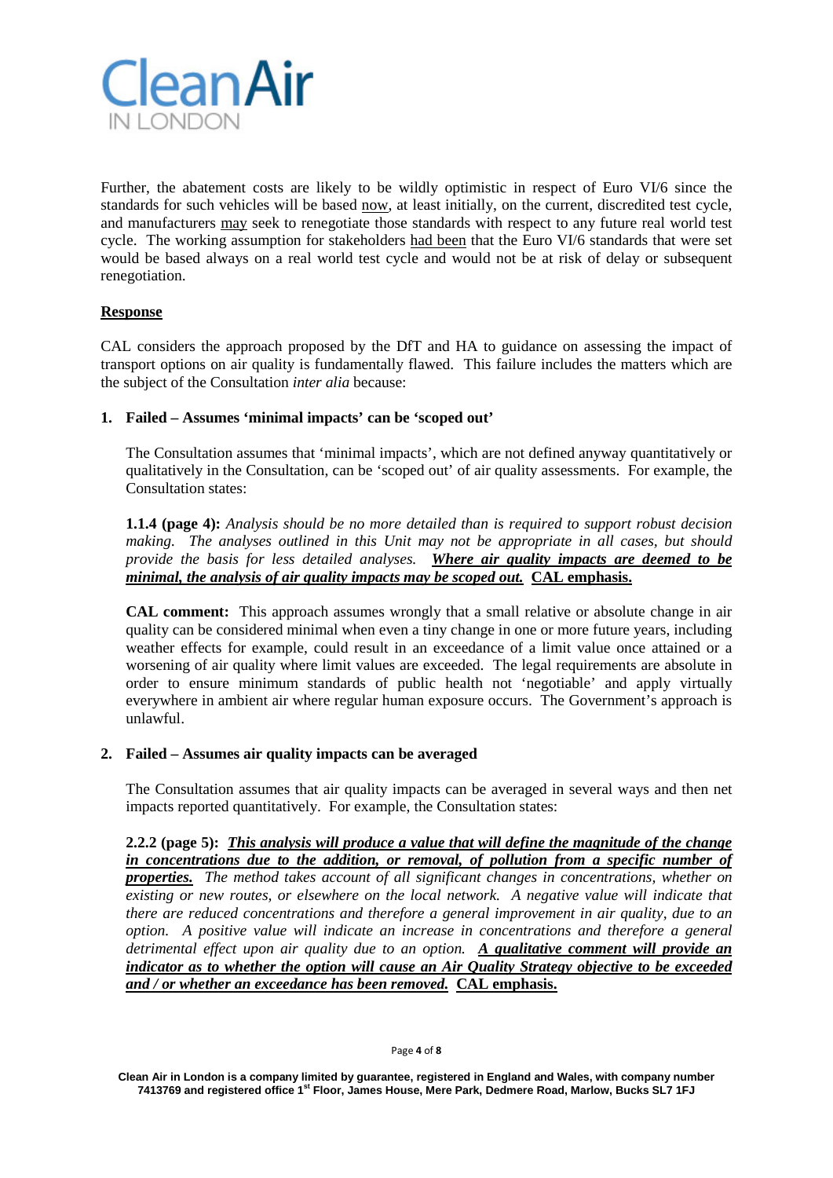Further, the abatement costs are likely to be wildly optimistic in respect of Euro VI/6 since the standards for such vehicles will be based <u>now</u>, at least initially, on the current, discredited test cycle, and manufacturers <u>may</u> seek to renegotiate those standards with respect to any future real world test cycle. The working assumption for stakeholders <u>had been</u> that the Euro VI/6 standards that were set would be based always on a real world test cycle and would not be at risk of delay or subsequent renegotiation.

**<u>Response</u>**

CAL considers the approach proposed by the DfT and HA to guidance on assessing the impact of transport options on air quality is fundamentally flawed. This failure includes the matters which are the subject of the Consultation *inter alia* because:

**1. Failed – Assumes 'minimal impacts' can be 'scoped out'**

The Consultation assumes that 'minimal impacts', which are not defined anyway quantitatively or qualitatively in the Consultation, can be 'scoped out' of air quality assessments. For example, the Consultation states:

**1.1.4 (page 4):** *Analysis should be no more detailed than is required to support robust decision making. The analyses outlined in this Unit may not be appropriate in all cases, but should provide the basis for less detailed analyses.* ***<u>Where air quality impacts are deemed to be minimal, the analysis of air quality impacts may be scoped out.</u>*** **<u>CAL emphasis.</u>**

**CAL comment:** This approach assumes wrongly that a small relative or absolute change in air quality can be considered minimal when even a tiny change in one or more future years, including weather effects for example, could result in an exceedance of a limit value once attained or a worsening of air quality where limit values are exceeded. The legal requirements are absolute in order to ensure minimum standards of public health not 'negotiable' and apply virtually everywhere in ambient air where regular human exposure occurs. The Government's approach is unlawful.

**2. Failed – Assumes air quality impacts can be averaged**

The Consultation assumes that air quality impacts can be averaged in several ways and then net impacts reported quantitatively. For example, the Consultation states:

**2.2.2 (page 5):** ***<u>This analysis will produce a value that will define the magnitude of the change in concentrations due to the addition, or removal, of pollution from a specific number of properties.</u>*** *The method takes account of all significant changes in concentrations, whether on existing or new routes, or elsewhere on the local network. A negative value will indicate that there are reduced concentrations and therefore a general improvement in air quality, due to an option. A positive value will indicate an increase in concentrations and therefore a general detrimental effect upon air quality due to an option.* ***<u>A qualitative comment will provide an indicator as to whether the option will cause an Air Quality Strategy objective to be exceeded and / or whether an exceedance has been removed.</u>*** **<u>CAL emphasis.</u>**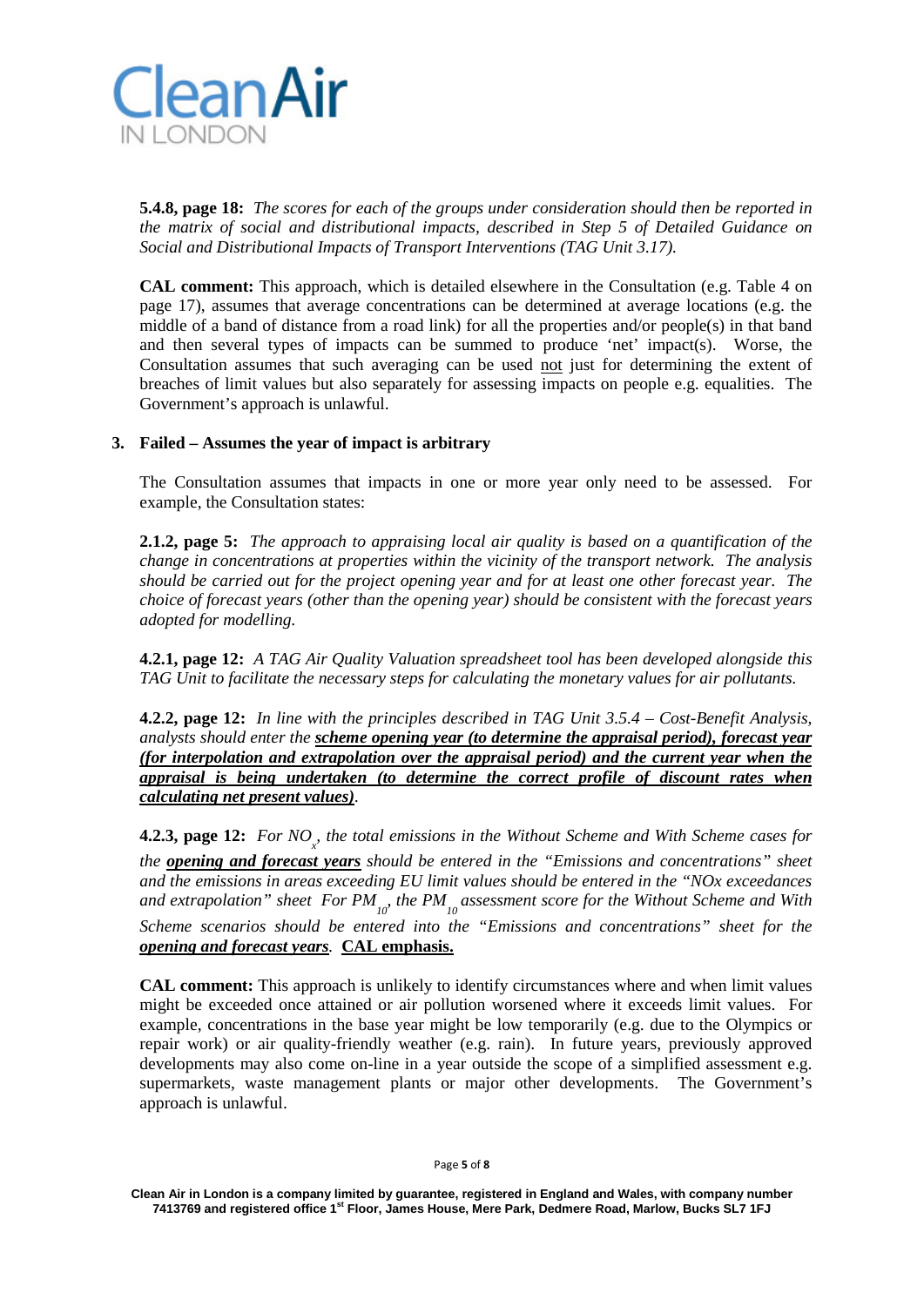**5.4.8, page 18:** *The scores for each of the groups under consideration should then be reported in the matrix of social and distributional impacts, described in Step 5 of Detailed Guidance on Social and Distributional Impacts of Transport Interventions (TAG Unit 3.17).*

**CAL comment:** This approach, which is detailed elsewhere in the Consultation (e.g. Table 4 on page 17), assumes that average concentrations can be determined at average locations (e.g. the middle of a band of distance from a road link) for all the properties and/or people(s) in that band and then several types of impacts can be summed to produce 'net' impact(s). Worse, the Consultation assumes that such averaging can be used <u>not</u> just for determining the extent of breaches of limit values but also separately for assessing impacts on people e.g. equalities. The Government's approach is unlawful.

### 3. Failed – Assumes the year of impact is arbitrary

The Consultation assumes that impacts in one or more year only need to be assessed. For example, the Consultation states:

**2.1.2, page 5:** *The approach to appraising local air quality is based on a quantification of the change in concentrations at properties within the vicinity of the transport network. The analysis should be carried out for the project opening year and for at least one other forecast year. The choice of forecast years (other than the opening year) should be consistent with the forecast years adopted for modelling.*

**4.2.1, page 12:** *A TAG Air Quality Valuation spreadsheet tool has been developed alongside this TAG Unit to facilitate the necessary steps for calculating the monetary values for air pollutants.*

**4.2.2, page 12:** *In line with the principles described in TAG Unit 3.5.4 – Cost-Benefit Analysis, analysts should enter the **<u>scheme opening year (to determine the appraisal period), forecast year (for interpolation and extrapolation over the appraisal period) and the current year when the appraisal is being undertaken (to determine the correct profile of discount rates when calculating net present values)</u>**.*

**4.2.3, page 12:** *For $NO_x$, the total emissions in the Without Scheme and With Scheme cases for the **<u>opening and forecast years</u>** should be entered in the "Emissions and concentrations" sheet and the emissions in areas exceeding EU limit values should be entered in the "NOx exceedances and extrapolation" sheet For $PM_{10}$, the $PM_{10}$ assessment score for the Without Scheme and With Scheme scenarios should be entered into the "Emissions and concentrations" sheet for the **<u>opening and forecast years</u>**.* **<u>CAL emphasis.</u>**

**CAL comment:** This approach is unlikely to identify circumstances where and when limit values might be exceeded once attained or air pollution worsened where it exceeds limit values. For example, concentrations in the base year might be low temporarily (e.g. due to the Olympics or repair work) or air quality-friendly weather (e.g. rain). In future years, previously approved developments may also come on-line in a year outside the scope of a simplified assessment e.g. supermarkets, waste management plants or major other developments. The Government's approach is unlawful.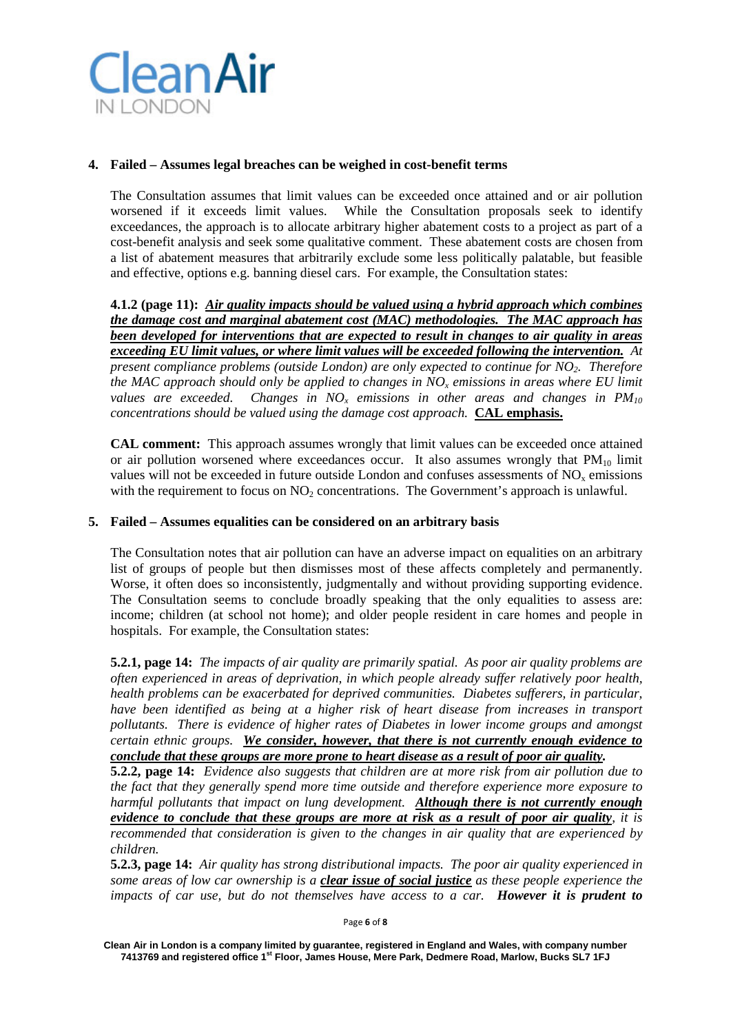## 4. Failed – Assumes legal breaches can be weighed in cost-benefit terms

The Consultation assumes that limit values can be exceeded once attained and or air pollution worsened if it exceeds limit values. While the Consultation proposals seek to identify exceedances, the approach is to allocate arbitrary higher abatement costs to a project as part of a cost-benefit analysis and seek some qualitative comment. These abatement costs are chosen from a list of abatement measures that arbitrarily exclude some less politically palatable, but feasible and effective, options e.g. banning diesel cars. For example, the Consultation states:

**4.1.2 (page 11):** ***<u>Air quality impacts should be valued using a hybrid approach which combines the damage cost and marginal abatement cost (MAC) methodologies. The MAC approach has been developed for interventions that are expected to result in changes to air quality in areas exceeding EU limit values, or where limit values will be exceeded following the intervention.</u>*** *At present compliance problems (outside London) are only expected to continue for $NO_2$. Therefore the MAC approach should only be applied to changes in $NO_x$ emissions in areas where EU limit values are exceeded. Changes in $NO_x$ emissions in other areas and changes in $PM_{10}$ concentrations should be valued using the damage cost approach.* **<u>CAL emphasis.</u>**

**CAL comment:** This approach assumes wrongly that limit values can be exceeded once attained or air pollution worsened where exceedances occur. It also assumes wrongly that $PM_{10}$ limit values will not be exceeded in future outside London and confuses assessments of $NO_x$ emissions with the requirement to focus on $NO_2$ concentrations. The Government's approach is unlawful.

## 5. Failed – Assumes equalities can be considered on an arbitrary basis

The Consultation notes that air pollution can have an adverse impact on equalities on an arbitrary list of groups of people but then dismisses most of these affects completely and permanently. Worse, it often does so inconsistently, judgmentally and without providing supporting evidence. The Consultation seems to conclude broadly speaking that the only equalities to assess are: income; children (at school not home); and older people resident in care homes and people in hospitals. For example, the Consultation states:

**5.2.1, page 14:** *The impacts of air quality are primarily spatial. As poor air quality problems are often experienced in areas of deprivation, in which people already suffer relatively poor health, health problems can be exacerbated for deprived communities. Diabetes sufferers, in particular, have been identified as being at a higher risk of heart disease from increases in transport pollutants. There is evidence of higher rates of Diabetes in lower income groups and amongst certain ethnic groups.* ***<u>We consider, however, that there is not currently enough evidence to conclude that these groups are more prone to heart disease as a result of poor air quality.</u>***
**5.2.2, page 14:** *Evidence also suggests that children are at more risk from air pollution due to the fact that they generally spend more time outside and therefore experience more exposure to harmful pollutants that impact on lung development.* ***<u>Although there is not currently enough evidence to conclude that these groups are more at risk as a result of poor air quality</u>****, it is recommended that consideration is given to the changes in air quality that are experienced by children.*
**5.2.3, page 14:** *Air quality has strong distributional impacts. The poor air quality experienced in some areas of low car ownership is a* ***<u>clear issue of social justice</u>*** *as these people experience the impacts of car use, but do not themselves have access to a car.* ***However it is prudent to***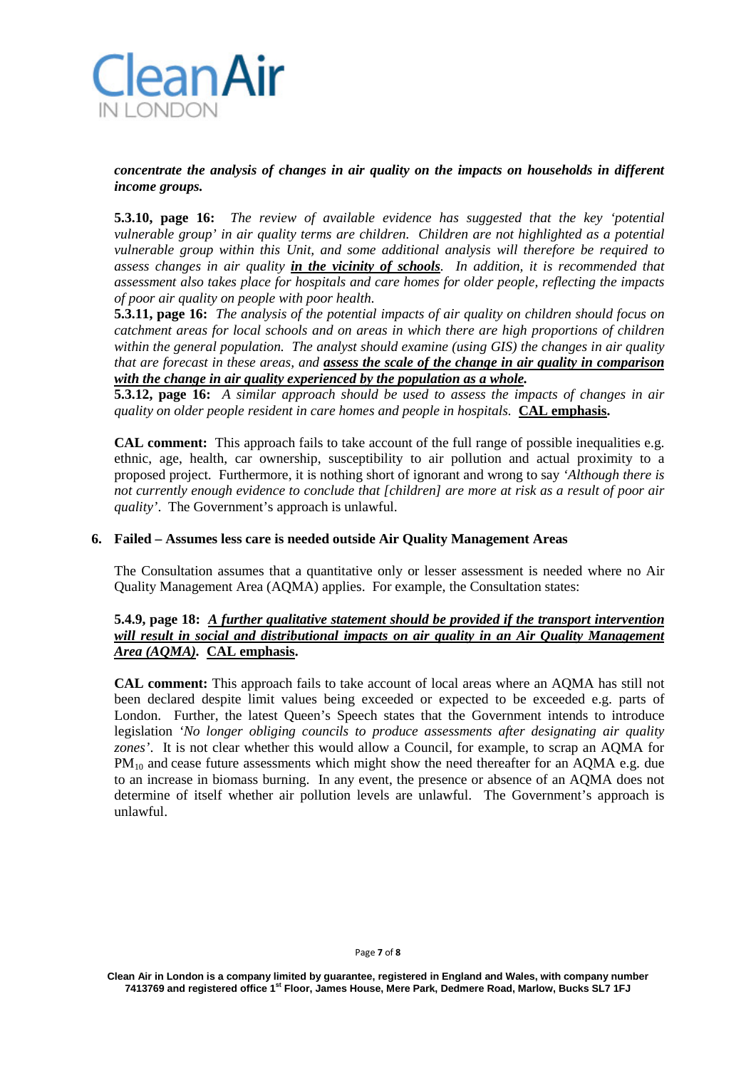***concentrate the analysis of changes in air quality on the impacts on households in different income groups.***

**5.3.10, page 16:** *The review of available evidence has suggested that the key 'potential vulnerable group' in air quality terms are children. Children are not highlighted as a potential vulnerable group within this Unit, and some additional analysis will therefore be required to assess changes in air quality **in the vicinity of schools**. In addition, it is recommended that assessment also takes place for hospitals and care homes for older people, reflecting the impacts of poor air quality on people with poor health.*

**5.3.11, page 16:** *The analysis of the potential impacts of air quality on children should focus on catchment areas for local schools and on areas in which there are high proportions of children within the general population. The analyst should examine (using GIS) the changes in air quality that are forecast in these areas, and **assess the scale of the change in air quality in comparison with the change in air quality experienced by the population as a whole.***

**5.3.12, page 16:** *A similar approach should be used to assess the impacts of changes in air quality on older people resident in care homes and people in hospitals.* **CAL emphasis.**

**CAL comment:** This approach fails to take account of the full range of possible inequalities e.g. ethnic, age, health, car ownership, susceptibility to air pollution and actual proximity to a proposed project. Furthermore, it is nothing short of ignorant and wrong to say *'Although there is not currently enough evidence to conclude that [children] are more at risk as a result of poor air quality'*. The Government's approach is unlawful.

## 6. Failed – Assumes less care is needed outside Air Quality Management Areas

The Consultation assumes that a quantitative only or lesser assessment is needed where no Air Quality Management Area (AQMA) applies. For example, the Consultation states:

**5.4.9, page 18:** ***A further qualitative statement should be provided if the transport intervention will result in social and distributional impacts on air quality in an Air Quality Management Area (AQMA).*** **CAL emphasis.**

**CAL comment:** This approach fails to take account of local areas where an AQMA has still not been declared despite limit values being exceeded or expected to be exceeded e.g. parts of London. Further, the latest Queen's Speech states that the Government intends to introduce legislation *'No longer obliging councils to produce assessments after designating air quality zones'*. It is not clear whether this would allow a Council, for example, to scrap an AQMA for $PM_{10}$ and cease future assessments which might show the need thereafter for an AQMA e.g. due to an increase in biomass burning. In any event, the presence or absence of an AQMA does not determine of itself whether air pollution levels are unlawful. The Government's approach is unlawful.

**Clean Air in London is a company limited by guarantee, registered in England and Wales, with company number 7413769 and registered office 1st Floor, James House, Mere Park, Dedmere Road, Marlow, Bucks SL7 1FJ**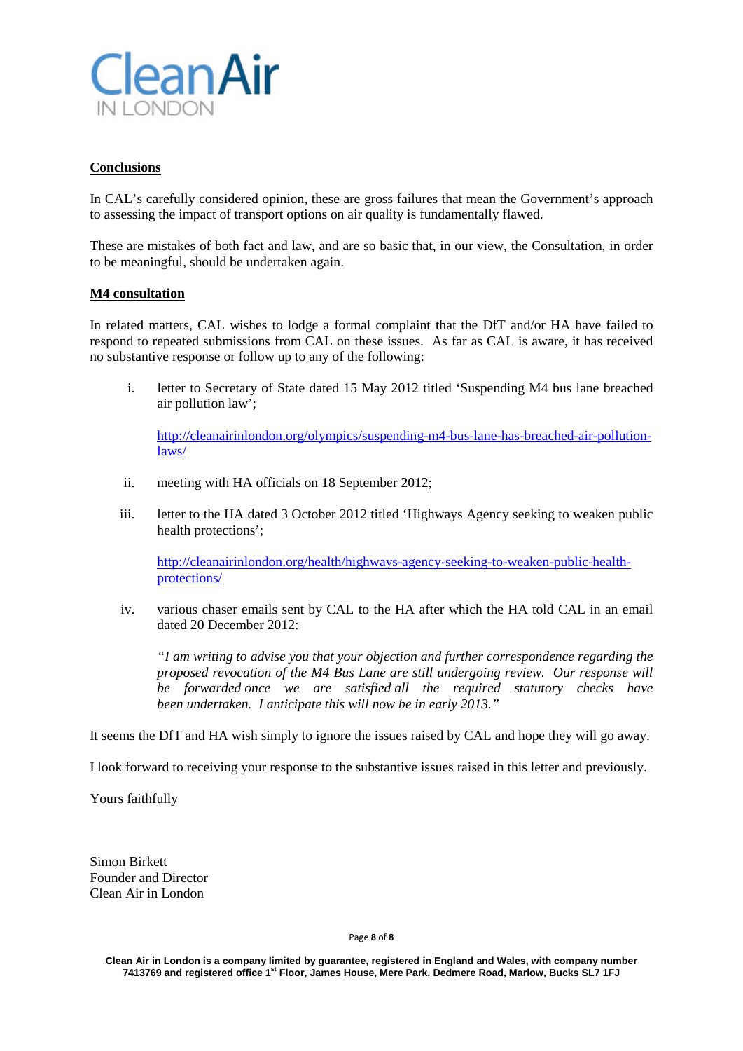Clean Air
IN LONDON

**Conclusions**

In CAL's carefully considered opinion, these are gross failures that mean the Government's approach to assessing the impact of transport options on air quality is fundamentally flawed.

These are mistakes of both fact and law, and are so basic that, in our view, the Consultation, in order to be meaningful, should be undertaken again.

**M4 consultation**

In related matters, CAL wishes to lodge a formal complaint that the DfT and/or HA have failed to respond to repeated submissions from CAL on these issues. As far as CAL is aware, it has received no substantive response or follow up to any of the following:

i. letter to Secretary of State dated 15 May 2012 titled 'Suspending M4 bus lane breached air pollution law';

   http://cleanairinlondon.org/olympics/suspending-m4-bus-lane-has-breached-air-pollution-laws/

ii. meeting with HA officials on 18 September 2012;

iii. letter to the HA dated 3 October 2012 titled 'Highways Agency seeking to weaken public health protections';

   http://cleanairinlondon.org/health/highways-agency-seeking-to-weaken-public-health-protections/

iv. various chaser emails sent by CAL to the HA after which the HA told CAL in an email dated 20 December 2012:

   *"I am writing to advise you that your objection and further correspondence regarding the proposed revocation of the M4 Bus Lane are still undergoing review. Our response will be forwarded once we are satisfied all the required statutory checks have been undertaken. I anticipate this will now be in early 2013."*

It seems the DfT and HA wish simply to ignore the issues raised by CAL and hope they will go away.

I look forward to receiving your response to the substantive issues raised in this letter and previously.

Yours faithfully

Simon Birkett
Founder and Director
Clean Air in London

**Clean Air in London is a company limited by guarantee, registered in England and Wales, with company number 7413769 and registered office 1st Floor, James House, Mere Park, Dedmere Road, Marlow, Bucks SL7 1FJ**